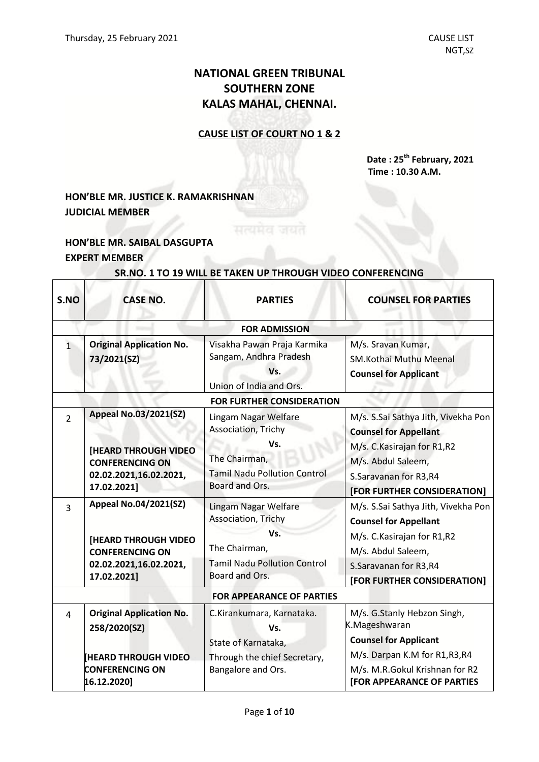Thursday, 25 February 2021 CAUSE LIST NGT,SZ

# NATIONAL GREEN TRIBUNAL SOUTHERN ZONE KALAS MAHAL, CHENNAI.

**CAUSE LIST OF COURT NO 1 & 2**

**Date : 25th February, 2021**
**Time : 10.30 A.M.**

**HON'BLE MR. JUSTICE K. RAMAKRISHNAN**
**JUDICIAL MEMBER**

**HON'BLE MR. SAIBAL DASGUPTA**
**EXPERT MEMBER**

**SR.NO. 1 TO 19 WILL BE TAKEN UP THROUGH VIDEO CONFERENCING**

| S.NO | CASE NO. | PARTIES | COUNSEL FOR PARTIES |
|---|---|---|---|
| | | **FOR ADMISSION** | |
| 1 | **Original Application No. 73/2021(SZ)** | Visakha Pawan Praja Karmika Sangam, Andhra Pradesh<br>Vs.<br>Union of India and Ors. | M/s. Sravan Kumar, SM.Kothai Muthu Meenal<br>**Counsel for Applicant** |
| | | **FOR FURTHER CONSIDERATION** | |
| 2 | **Appeal No.03/2021(SZ)**<br><br>**[HEARD THROUGH VIDEO CONFERENCING ON 02.02.2021,16.02.2021, 17.02.2021]** | Lingam Nagar Welfare Association, Trichy<br>Vs.<br>The Chairman, Tamil Nadu Pollution Control Board and Ors. | M/s. S.Sai Sathya Jith, Vivekha Pon<br>**Counsel for Appellant**<br>M/s. C.Kasirajan for R1,R2<br>M/s. Abdul Saleem, S.Saravanan for R3,R4<br>**[FOR FURTHER CONSIDERATION]** |
| 3 | **Appeal No.04/2021(SZ)**<br><br>**[HEARD THROUGH VIDEO CONFERENCING ON 02.02.2021,16.02.2021, 17.02.2021]** | Lingam Nagar Welfare Association, Trichy<br>Vs.<br>The Chairman, Tamil Nadu Pollution Control Board and Ors. | M/s. S.Sai Sathya Jith, Vivekha Pon<br>**Counsel for Appellant**<br>M/s. C.Kasirajan for R1,R2<br>M/s. Abdul Saleem, S.Saravanan for R3,R4<br>**[FOR FURTHER CONSIDERATION]** |
| | | **FOR APPEARANCE OF PARTIES** | |
| 4 | **Original Application No. 258/2020(SZ)**<br><br>**[HEARD THROUGH VIDEO CONFERENCING ON 16.12.2020]** | C.Kirankumara, Karnataka.<br>Vs.<br>State of Karnataka, Through the chief Secretary, Bangalore and Ors. | M/s. G.Stanly Hebzon Singh, K.Mageshwaran<br>**Counsel for Applicant**<br>M/s. Darpan K.M for R1,R3,R4<br>M/s. M.R.Gokul Krishnan for R2<br>**[FOR APPEARANCE OF PARTIES** |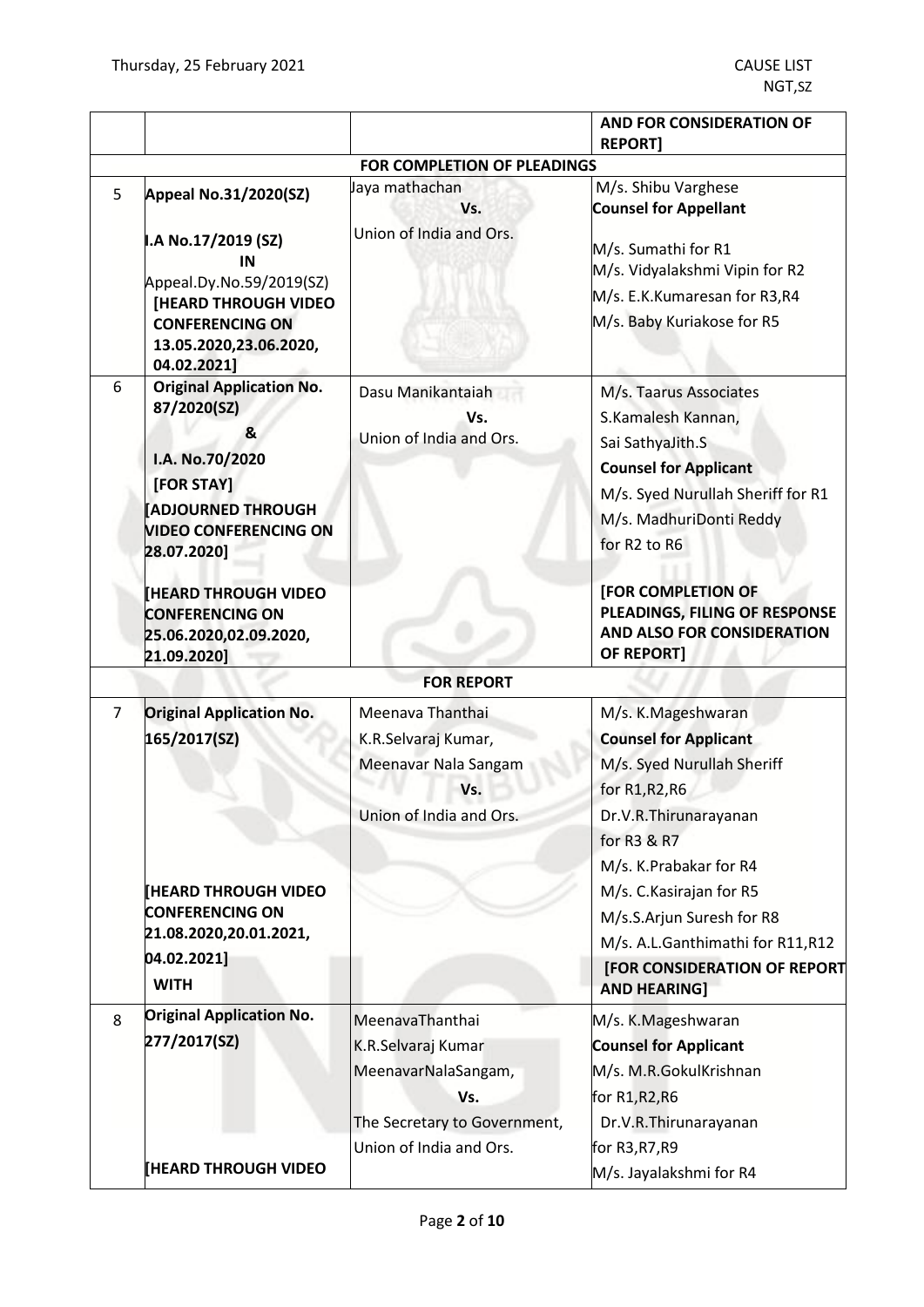| | | | AND FOR CONSIDERATION OF REPORT] |
|---|---|---|---|
| | | **FOR COMPLETION OF PLEADINGS** | |
| 5 | **Appeal No.31/2020(SZ)**<br><br>**I.A No.17/2019 (SZ) IN** Appeal.Dy.No.59/2019(SZ) **[HEARD THROUGH VIDEO CONFERENCING ON 13.05.2020,23.06.2020, 04.02.2021]** | Jaya mathachan<br>Vs.<br>Union of India and Ors. | M/s. Shibu Varghese<br>**Counsel for Appellant**<br><br>M/s. Sumathi for R1<br>M/s. Vidyalakshmi Vipin for R2<br>M/s. E.K.Kumaresan for R3,R4<br>M/s. Baby Kuriakose for R5 |
| 6 | **Original Application No. 87/2020(SZ)**<br>**&**<br>**I.A. No.70/2020**<br>**[FOR STAY]**<br>**[ADJOURNED THROUGH VIDEO CONFERENCING ON 28.07.2020]**<br><br>**[HEARD THROUGH VIDEO CONFERENCING ON 25.06.2020,02.09.2020, 21.09.2020]** | Dasu Manikantaiah<br>Vs.<br>Union of India and Ors. | M/s. Taarus Associates<br>S.Kamalesh Kannan,<br>Sai SathyaJith.S<br>**Counsel for Applicant**<br>M/s. Syed Nurullah Sheriff for R1<br>M/s. MadhuriDonti Reddy<br>for R2 to R6<br><br>**[FOR COMPLETION OF PLEADINGS, FILING OF RESPONSE AND ALSO FOR CONSIDERATION OF REPORT]** |
| | | **FOR REPORT** | |
| 7 | **Original Application No. 165/2017(SZ)**<br><br>**[HEARD THROUGH VIDEO CONFERENCING ON 21.08.2020,20.01.2021, 04.02.2021]**<br>**WITH** | Meenava Thanthai<br>K.R.Selvaraj Kumar,<br>Meenavar Nala Sangam<br>Vs.<br>Union of India and Ors. | M/s. K.Mageshwaran<br>**Counsel for Applicant**<br>M/s. Syed Nurullah Sheriff<br>for R1,R2,R6<br>Dr.V.R.Thirunarayanan<br>for R3 & R7<br>M/s. K.Prabakar for R4<br>M/s. C.Kasirajan for R5<br>M/s.S.Arjun Suresh for R8<br>M/s. A.L.Ganthimathi for R11,R12<br>**[FOR CONSIDERATION OF REPORT AND HEARING]** |
| 8 | **Original Application No. 277/2017(SZ)**<br><br>**[HEARD THROUGH VIDEO** | MeenavaThanthai<br>K.R.Selvaraj Kumar<br>MeenavarNalaSangam,<br>Vs.<br>The Secretary to Government,<br>Union of India and Ors. | M/s. K.Mageshwaran<br>**Counsel for Applicant**<br>M/s. M.R.GokulKrishnan<br>for R1,R2,R6<br>Dr.V.R.Thirunarayanan<br>for R3,R7,R9<br>M/s. Jayalakshmi for R4 |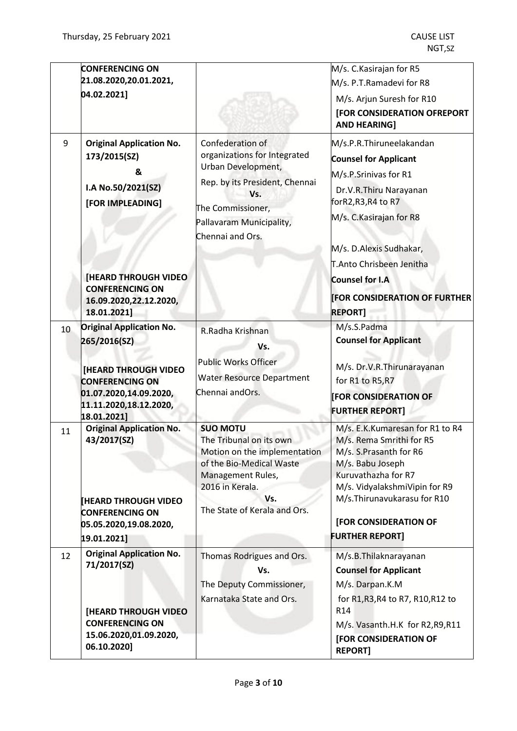| | | | |
|---|---|---|---|
| | **CONFERENCING ON 21.08.2020,20.01.2021, 04.02.2021]** | | M/s. C.Kasirajan for R5<br>M/s. P.T.Ramadevi for R8<br>M/s. Arjun Suresh for R10<br>**[FOR CONSIDERATION OFREPORT AND HEARING]** |
| 9 | **Original Application No. 173/2015(SZ)**<br>**&**<br>**I.A No.50/2021(SZ)**<br>**[FOR IMPLEADING]**<br><br>**[HEARD THROUGH VIDEO CONFERENCING ON 16.09.2020,22.12.2020, 18.01.2021]** | Confederation of organizations for Integrated Urban Development,<br>Rep. by its President, Chennai<br>**Vs.**<br>The Commissioner,<br>Pallavaram Municipality,<br>Chennai and Ors. | M/s.P.R.Thiruneelakandan<br>**Counsel for Applicant**<br>M/s.P.Srinivas for R1<br>Dr.V.R.Thiru Narayanan forR2,R3,R4 to R7<br>M/s. C.Kasirajan for R8<br><br>M/s. D.Alexis Sudhakar,<br>T.Anto Chrisbeen Jenitha<br>**Counsel for I.A**<br>**[FOR CONSIDERATION OF FURTHER REPORT]** |
| 10 | **Original Application No. 265/2016(SZ)**<br><br>**[HEARD THROUGH VIDEO CONFERENCING ON 01.07.2020,14.09.2020, 11.11.2020,18.12.2020, 18.01.2021]** | R.Radha Krishnan<br>**Vs.**<br>Public Works Officer<br>Water Resource Department<br>Chennai andOrs. | M/s.S.Padma<br>**Counsel for Applicant**<br><br>M/s. Dr.V.R.Thirunarayanan for R1 to R5,R7<br>**[FOR CONSIDERATION OF FURTHER REPORT]** |
| 11 | **Original Application No. 43/2017(SZ)**<br><br>**[HEARD THROUGH VIDEO CONFERENCING ON 05.05.2020,19.08.2020, 19.01.2021]** | **SUO MOTU**<br>The Tribunal on its own Motion on the implementation of the Bio-Medical Waste Management Rules, 2016 in Kerala.<br>**Vs.**<br>The State of Kerala and Ors. | M/s. E.K.Kumaresan for R1 to R4<br>M/s. Rema Smrithi for R5<br>M/s. S.Prasanth for R6<br>M/s. Babu Joseph Kuruvathazha for R7<br>M/s. VidyalakshmiVipin for R9<br>M/s.Thirunavukarasu for R10<br><br>**[FOR CONSIDERATION OF FURTHER REPORT]** |
| 12 | **Original Application No. 71/2017(SZ)**<br><br>**[HEARD THROUGH VIDEO CONFERENCING ON 15.06.2020,01.09.2020, 06.10.2020]** | Thomas Rodrigues and Ors.<br>**Vs.**<br>The Deputy Commissioner,<br>Karnataka State and Ors. | M/s.B.Thilaknarayanan<br>**Counsel for Applicant**<br>M/s. Darpan.K.M for R1,R3,R4 to R7, R10,R12 to R14<br>M/s. Vasanth.H.K for R2,R9,R11<br>**[FOR CONSIDERATION OF REPORT]** |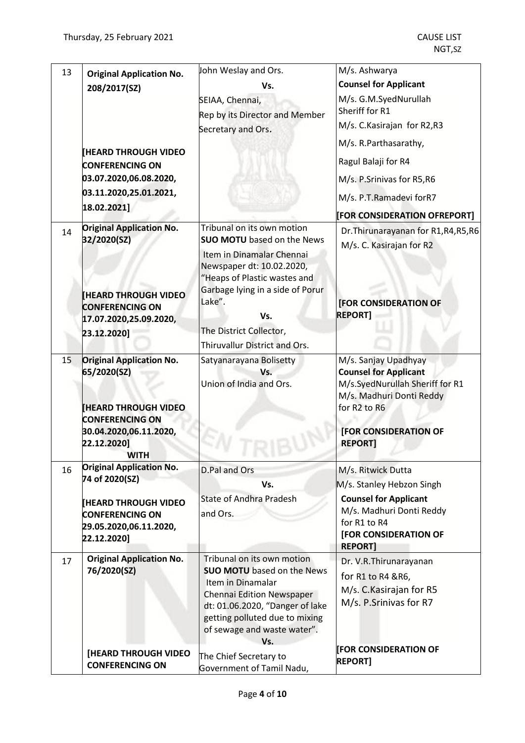| 13 | **Original Application No. 208/2017(SZ)**<br><br>**[HEARD THROUGH VIDEO CONFERENCING ON 03.07.2020,06.08.2020, 03.11.2020,25.01.2021, 18.02.2021]** | John Weslay and Ors.<br>**Vs.**<br>SEIAA, Chennai,<br>Rep by its Director and Member Secretary and Ors. | M/s. Ashwarya<br>**Counsel for Applicant**<br>M/s. G.M.SyedNurullah Sheriff for R1<br>M/s. C.Kasirajan for R2,R3<br>M/s. R.Parthasarathy,<br>Ragul Balaji for R4<br>M/s. P.Srinivas for R5,R6<br>M/s. P.T.Ramadevi forR7<br>**[FOR CONSIDERATION OFREPORT]** |
|---|---|---|---|
| 14 | **Original Application No. 32/2020(SZ)**<br><br>**[HEARD THROUGH VIDEO CONFERENCING ON 17.07.2020,25.09.2020, 23.12.2020]** | Tribunal on its own motion **SUO MOTU** based on the News Item in Dinamalar Chennai Newspaper dt: 10.02.2020, "Heaps of Plastic wastes and Garbage lying in a side of Porur Lake".<br>**Vs.**<br>The District Collector,<br>Thiruvallur District and Ors. | Dr.Thirunarayanan for R1,R4,R5,R6<br>M/s. C. Kasirajan for R2<br><br>**[FOR CONSIDERATION OF REPORT]** |
| 15 | **Original Application No. 65/2020(SZ)**<br><br>**[HEARD THROUGH VIDEO CONFERENCING ON 30.04.2020,06.11.2020, 22.12.2020]**<br>**WITH** | Satyanarayana Bolisetty<br>**Vs.**<br>Union of India and Ors. | M/s. Sanjay Upadhyay<br>**Counsel for Applicant**<br>M/s.SyedNurullah Sheriff for R1<br>M/s. Madhuri Donti Reddy for R2 to R6<br><br>**[FOR CONSIDERATION OF REPORT]** |
| 16 | **Original Application No. 74 of 2020(SZ)**<br><br>**[HEARD THROUGH VIDEO CONFERENCING ON 29.05.2020,06.11.2020, 22.12.2020]** | D.Pal and Ors<br>**Vs.**<br>State of Andhra Pradesh and Ors. | M/s. Ritwick Dutta<br>M/s. Stanley Hebzon Singh<br>**Counsel for Applicant**<br>M/s. Madhuri Donti Reddy for R1 to R4<br>**[FOR CONSIDERATION OF REPORT]** |
| 17 | **Original Application No. 76/2020(SZ)**<br><br>**[HEARD THROUGH VIDEO CONFERENCING ON** | Tribunal on its own motion **SUO MOTU** based on the News Item in Dinamalar Chennai Edition Newspaper dt: 01.06.2020, "Danger of lake getting polluted due to mixing of sewage and waste water".<br>**Vs.**<br>The Chief Secretary to Government of Tamil Nadu, | Dr. V.R.Thirunarayanan for R1 to R4 &R6,<br>M/s. C.Kasirajan for R5<br>M/s. P.Srinivas for R7<br><br>**[FOR CONSIDERATION OF REPORT]** |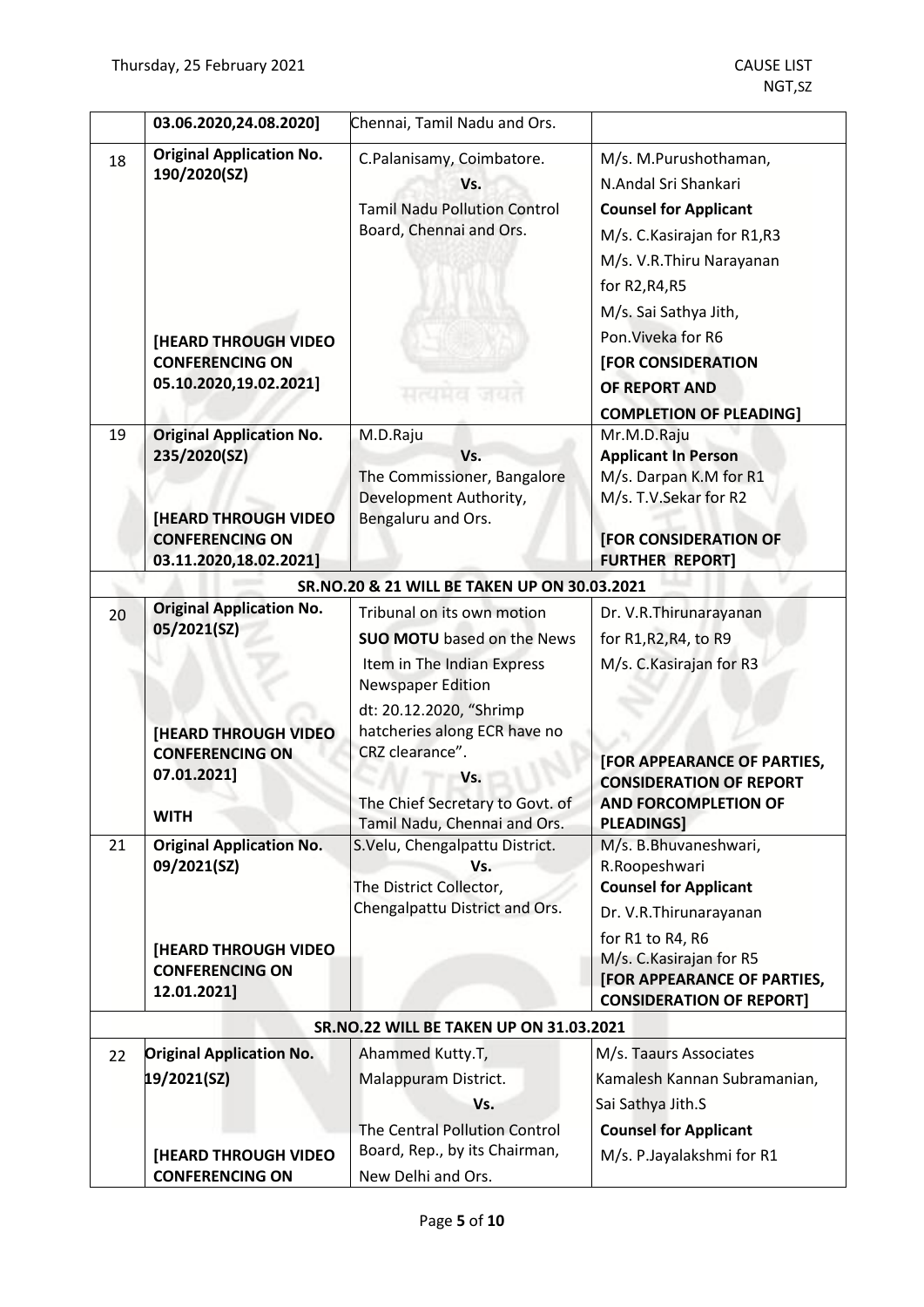| | | | |
|---|---|---|---|
| | 03.06.2020,24.08.2020] | Chennai, Tamil Nadu and Ors. | |
| 18 | **Original Application No. 190/2020(SZ)**<br><br>**[HEARD THROUGH VIDEO CONFERENCING ON 05.10.2020,19.02.2021]** | C.Palanisamy, Coimbatore.<br>Vs.<br>Tamil Nadu Pollution Control Board, Chennai and Ors. | M/s. M.Purushothaman, N.Andal Sri Shankari<br>**Counsel for Applicant**<br>M/s. C.Kasirajan for R1,R3<br>M/s. V.R.Thiru Narayanan for R2,R4,R5<br>M/s. Sai Sathya Jith, Pon.Viveka for R6<br>**[FOR CONSIDERATION OF REPORT AND COMPLETION OF PLEADING]** |
| 19 | **Original Application No. 235/2020(SZ)**<br><br>**[HEARD THROUGH VIDEO CONFERENCING ON 03.11.2020,18.02.2021]** | M.D.Raju<br>Vs.<br>The Commissioner, Bangalore Development Authority, Bengaluru and Ors. | Mr.M.D.Raju<br>**Applicant In Person**<br>M/s. Darpan K.M for R1<br>M/s. T.V.Sekar for R2<br><br>**[FOR CONSIDERATION OF FURTHER REPORT]** |
| | | **SR.NO.20 & 21 WILL BE TAKEN UP ON 30.03.2021** | |
| 20 | **Original Application No. 05/2021(SZ)**<br><br>**[HEARD THROUGH VIDEO CONFERENCING ON 07.01.2021]**<br><br>**WITH** | Tribunal on its own motion<br>**SUO MOTU** based on the News Item in The Indian Express Newspaper Edition<br>dt: 20.12.2020, "Shrimp hatcheries along ECR have no CRZ clearance".<br>Vs.<br>The Chief Secretary to Govt. of Tamil Nadu, Chennai and Ors. | Dr. V.R.Thirunarayanan for R1,R2,R4, to R9<br>M/s. C.Kasirajan for R3<br><br>**[FOR APPEARANCE OF PARTIES, CONSIDERATION OF REPORT AND FORCOMPLETION OF PLEADINGS]** |
| 21 | **Original Application No. 09/2021(SZ)**<br><br>**[HEARD THROUGH VIDEO CONFERENCING ON 12.01.2021]** | S.Velu, Chengalpattu District.<br>Vs.<br>The District Collector, Chengalpattu District and Ors. | M/s. B.Bhuvaneshwari, R.Roopeshwari<br>**Counsel for Applicant**<br>Dr. V.R.Thirunarayanan for R1 to R4, R6<br>M/s. C.Kasirajan for R5<br>**[FOR APPEARANCE OF PARTIES, CONSIDERATION OF REPORT]** |
| | | **SR.NO.22 WILL BE TAKEN UP ON 31.03.2021** | |
| 22 | **Original Application No. 19/2021(SZ)**<br><br>**[HEARD THROUGH VIDEO CONFERENCING ON** | Ahammed Kutty.T, Malappuram District.<br>Vs.<br>The Central Pollution Control Board, Rep., by its Chairman, New Delhi and Ors. | M/s. Taaurs Associates Kamalesh Kannan Subramanian, Sai Sathya Jith.S<br>**Counsel for Applicant**<br>M/s. P.Jayalakshmi for R1 |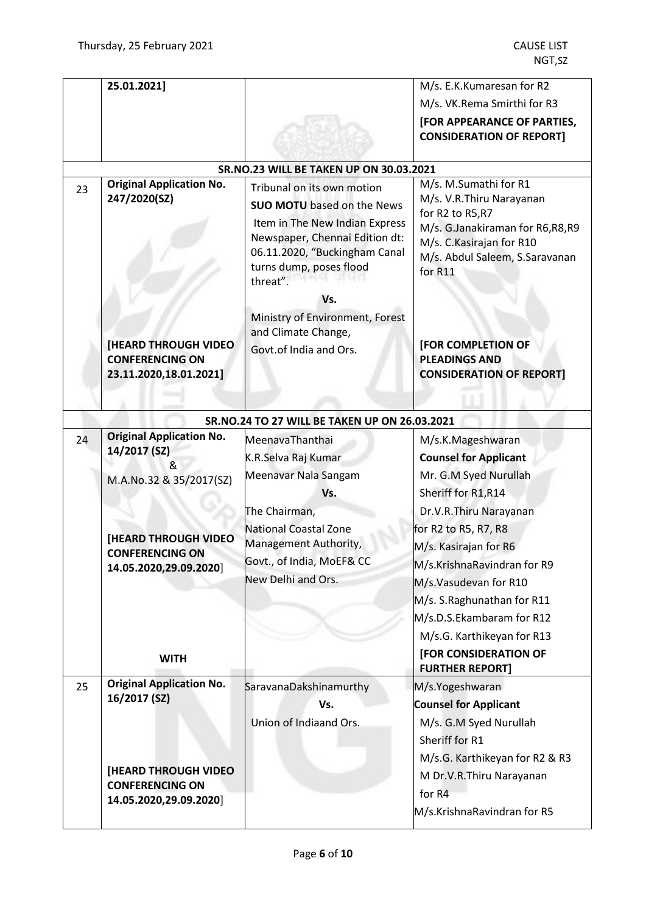| | | | |
|---|---|---|---|
| | 25.01.2021] | | M/s. E.K.Kumaresan for R2<br>M/s. VK.Rema Smirthi for R3<br>**[FOR APPEARANCE OF PARTIES, CONSIDERATION OF REPORT]** |
| | **SR.NO.23 WILL BE TAKEN UP ON 30.03.2021** | | |
| 23 | **Original Application No. 247/2020(SZ)**<br><br>**[HEARD THROUGH VIDEO CONFERENCING ON 23.11.2020,18.01.2021]** | Tribunal on its own motion<br>**SUO MOTU** based on the News Item in The New Indian Express Newspaper, Chennai Edition dt: 06.11.2020, "Buckingham Canal turns dump, poses flood threat".<br>Vs.<br>Ministry of Environment, Forest and Climate Change, Govt.of India and Ors. | M/s. M.Sumathi for R1<br>M/s. V.R.Thiru Narayanan for R2 to R5,R7<br>M/s. G.Janakiraman for R6,R8,R9<br>M/s. C.Kasirajan for R10<br>M/s. Abdul Saleem, S.Saravanan for R11<br><br>**[FOR COMPLETION OF PLEADINGS AND CONSIDERATION OF REPORT]** |
| | **SR.NO.24 TO 27 WILL BE TAKEN UP ON 26.03.2021** | | |
| 24 | **Original Application No. 14/2017 (SZ)**<br>&<br>M.A.No.32 & 35/2017(SZ)<br><br>**[HEARD THROUGH VIDEO CONFERENCING ON 14.05.2020,29.09.2020]**<br><br>**WITH** | MeenavaThanthai<br>K.R.Selva Raj Kumar<br>Meenavar Nala Sangam<br>Vs.<br>The Chairman,<br>National Coastal Zone Management Authority,<br>Govt., of India, MoEF& CC<br>New Delhi and Ors. | M/s.K.Mageshwaran<br>**Counsel for Applicant**<br>Mr. G.M Syed Nurullah Sheriff for R1,R14<br>Dr.V.R.Thiru Narayanan for R2 to R5, R7, R8<br>M/s. Kasirajan for R6<br>M/s.KrishnaRavindran for R9<br>M/s.Vasudevan for R10<br>M/s. S.Raghunathan for R11<br>M/s.D.S.Ekambaram for R12<br>M/s.G. Karthikeyan for R13<br>**[FOR CONSIDERATION OF FURTHER REPORT]** |
| 25 | **Original Application No. 16/2017 (SZ)**<br><br>**[HEARD THROUGH VIDEO CONFERENCING ON 14.05.2020,29.09.2020]** | SaravanaDakshinamurthy<br>Vs.<br>Union of Indiaand Ors. | M/s.Yogeshwaran<br>**Counsel for Applicant**<br>M/s. G.M Syed Nurullah Sheriff for R1<br>M/s.G. Karthikeyan for R2 & R3<br>M Dr.V.R.Thiru Narayanan for R4<br>M/s.KrishnaRavindran for R5 |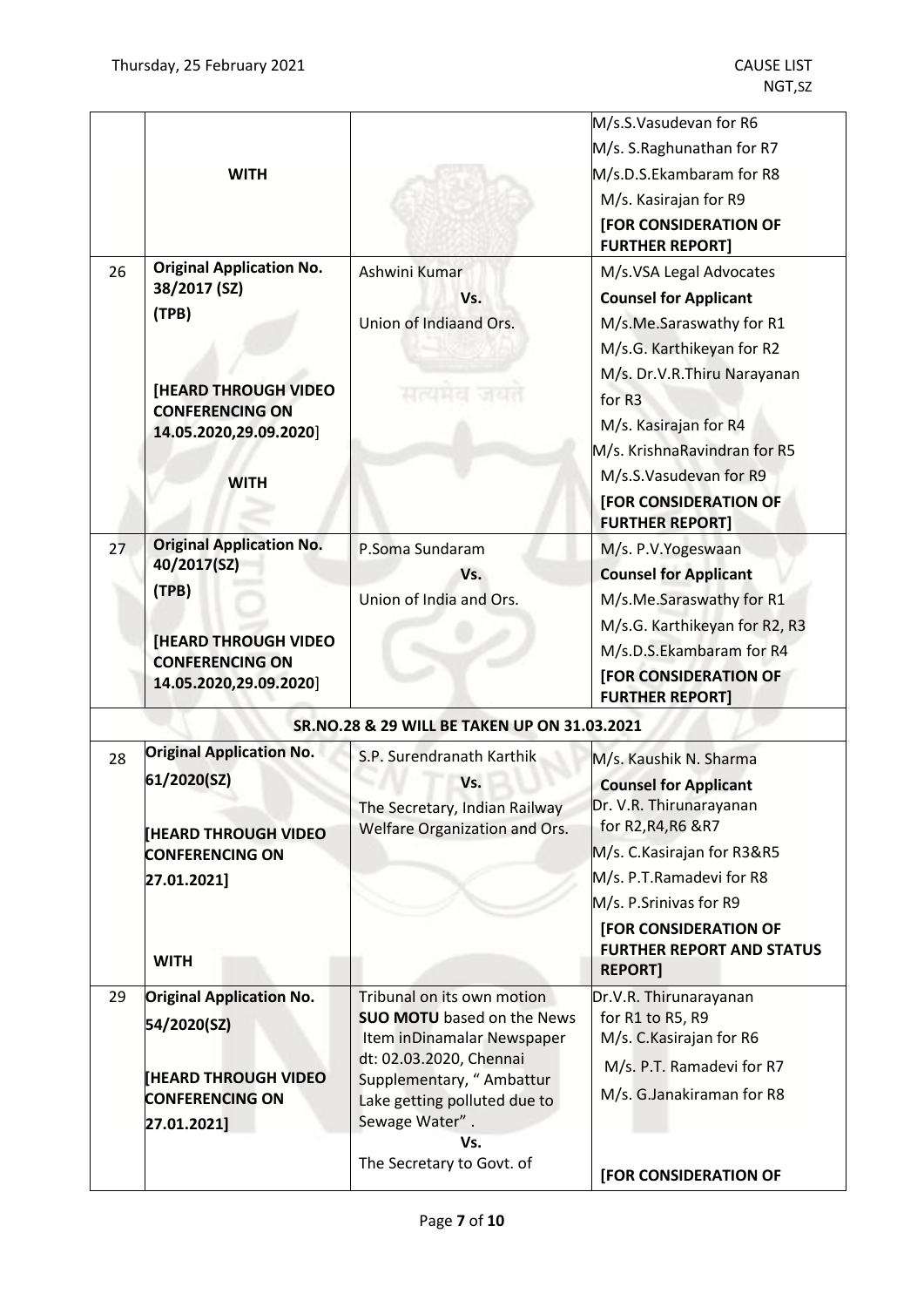| | | | |
|---|---|---|---|
| | **WITH** | | M/s.S.Vasudevan for R6<br>M/s. S.Raghunathan for R7<br>M/s.D.S.Ekambaram for R8<br>M/s. Kasirajan for R9<br>**[FOR CONSIDERATION OF FURTHER REPORT]** |
| 26 | **Original Application No. 38/2017 (SZ)**<br>**(TPB)**<br><br>**[HEARD THROUGH VIDEO CONFERENCING ON 14.05.2020,29.09.2020]**<br><br>**WITH** | Ashwini Kumar<br>**Vs.**<br>Union of Indiaand Ors. | M/s.VSA Legal Advocates<br>**Counsel for Applicant**<br>M/s.Me.Saraswathy for R1<br>M/s.G. Karthikeyan for R2<br>M/s. Dr.V.R.Thiru Narayanan for R3<br>M/s. Kasirajan for R4<br>M/s. KrishnaRavindran for R5<br>M/s.S.Vasudevan for R9<br>**[FOR CONSIDERATION OF FURTHER REPORT]** |
| 27 | **Original Application No. 40/2017(SZ)**<br>**(TPB)**<br><br>**[HEARD THROUGH VIDEO CONFERENCING ON 14.05.2020,29.09.2020]** | P.Soma Sundaram<br>**Vs.**<br>Union of India and Ors. | M/s. P.V.Yogeswaan<br>**Counsel for Applicant**<br>M/s.Me.Saraswathy for R1<br>M/s.G. Karthikeyan for R2, R3<br>M/s.D.S.Ekambaram for R4<br>**[FOR CONSIDERATION OF FURTHER REPORT]** |
| | | **SR.NO.28 & 29 WILL BE TAKEN UP ON 31.03.2021** | |
| 28 | **Original Application No. 61/2020(SZ)**<br><br>**[HEARD THROUGH VIDEO CONFERENCING ON 27.01.2021]**<br><br>**WITH** | S.P. Surendranath Karthik<br>**Vs.**<br>The Secretary, Indian Railway Welfare Organization and Ors. | M/s. Kaushik N. Sharma<br>**Counsel for Applicant**<br>Dr. V.R. Thirunarayanan for R2,R4,R6 &R7<br>M/s. C.Kasirajan for R3&R5<br>M/s. P.T.Ramadevi for R8<br>M/s. P.Srinivas for R9<br>**[FOR CONSIDERATION OF FURTHER REPORT AND STATUS REPORT]** |
| 29 | **Original Application No. 54/2020(SZ)**<br><br>**[HEARD THROUGH VIDEO CONFERENCING ON 27.01.2021]** | Tribunal on its own motion **SUO MOTU** based on the News Item inDinamalar Newspaper dt: 02.03.2020, Chennai Supplementary, " Ambattur Lake getting polluted due to Sewage Water" .<br>**Vs.**<br>The Secretary to Govt. of | Dr.V.R. Thirunarayanan for R1 to R5, R9<br>M/s. C.Kasirajan for R6<br>M/s. P.T. Ramadevi for R7<br>M/s. G.Janakiraman for R8<br><br>**[FOR CONSIDERATION OF** |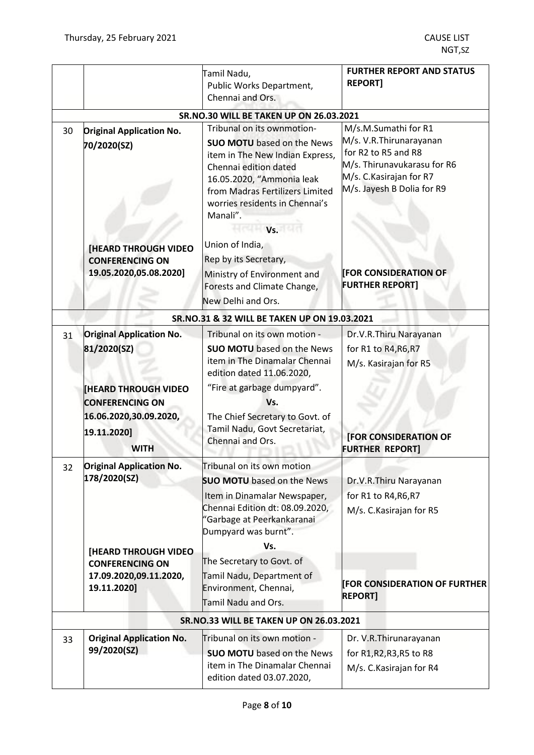| | | | |
|---|---|---|---|
| | | Tamil Nadu, Public Works Department, Chennai and Ors. | **FURTHER REPORT AND STATUS REPORT]** |
| | | **SR.NO.30 WILL BE TAKEN UP ON 26.03.2021** | |
| 30 | **Original Application No. 70/2020(SZ)** <br><br> **[HEARD THROUGH VIDEO CONFERENCING ON 19.05.2020,05.08.2020]** | Tribunal on its ownmotion- **SUO MOTU** based on the News item in The New Indian Express, Chennai edition dated 16.05.2020, "Ammonia leak from Madras Fertilizers Limited worries residents in Chennai's Manali". <br> **Vs.** <br> Union of India, Rep by its Secretary, Ministry of Environment and Forests and Climate Change, New Delhi and Ors. | M/s.M.Sumathi for R1 <br> M/s. V.R.Thirunarayanan for R2 to R5 and R8 <br> M/s. Thirunavukarasu for R6 <br> M/s. C.Kasirajan for R7 <br> M/s. Jayesh B Dolia for R9 <br><br> **[FOR CONSIDERATION OF FURTHER REPORT]** |
| | | **SR.NO.31 & 32 WILL BE TAKEN UP ON 19.03.2021** | |
| 31 | **Original Application No. 81/2020(SZ)** <br><br> **[HEARD THROUGH VIDEO CONFERENCING ON 16.06.2020,30.09.2020, 19.11.2020]** <br> **WITH** | Tribunal on its own motion - **SUO MOTU** based on the News item in The Dinamalar Chennai edition dated 11.06.2020, "Fire at garbage dumpyard". <br> **Vs.** <br> The Chief Secretary to Govt. of Tamil Nadu, Govt Secretariat, Chennai and Ors. | Dr.V.R.Thiru Narayanan for R1 to R4,R6,R7 <br> M/s. Kasirajan for R5 <br><br> **[FOR CONSIDERATION OF FURTHER REPORT]** |
| 32 | **Original Application No. 178/2020(SZ)** <br><br> **[HEARD THROUGH VIDEO CONFERENCING ON 17.09.2020,09.11.2020, 19.11.2020]** | Tribunal on its own motion **SUO MOTU** based on the News Item in Dinamalar Newspaper, Chennai Edition dt: 08.09.2020, "Garbage at Peerkankaranai Dumpyard was burnt". <br> **Vs.** <br> The Secretary to Govt. of Tamil Nadu, Department of Environment, Chennai, Tamil Nadu and Ors. | Dr.V.R.Thiru Narayanan for R1 to R4,R6,R7 <br> M/s. C.Kasirajan for R5 <br><br> **[FOR CONSIDERATION OF FURTHER REPORT]** |
| | | **SR.NO.33 WILL BE TAKEN UP ON 26.03.2021** | |
| 33 | **Original Application No. 99/2020(SZ)** | Tribunal on its own motion - **SUO MOTU** based on the News item in The Dinamalar Chennai edition dated 03.07.2020, | Dr. V.R.Thirunarayanan for R1,R2,R3,R5 to R8 <br> M/s. C.Kasirajan for R4 |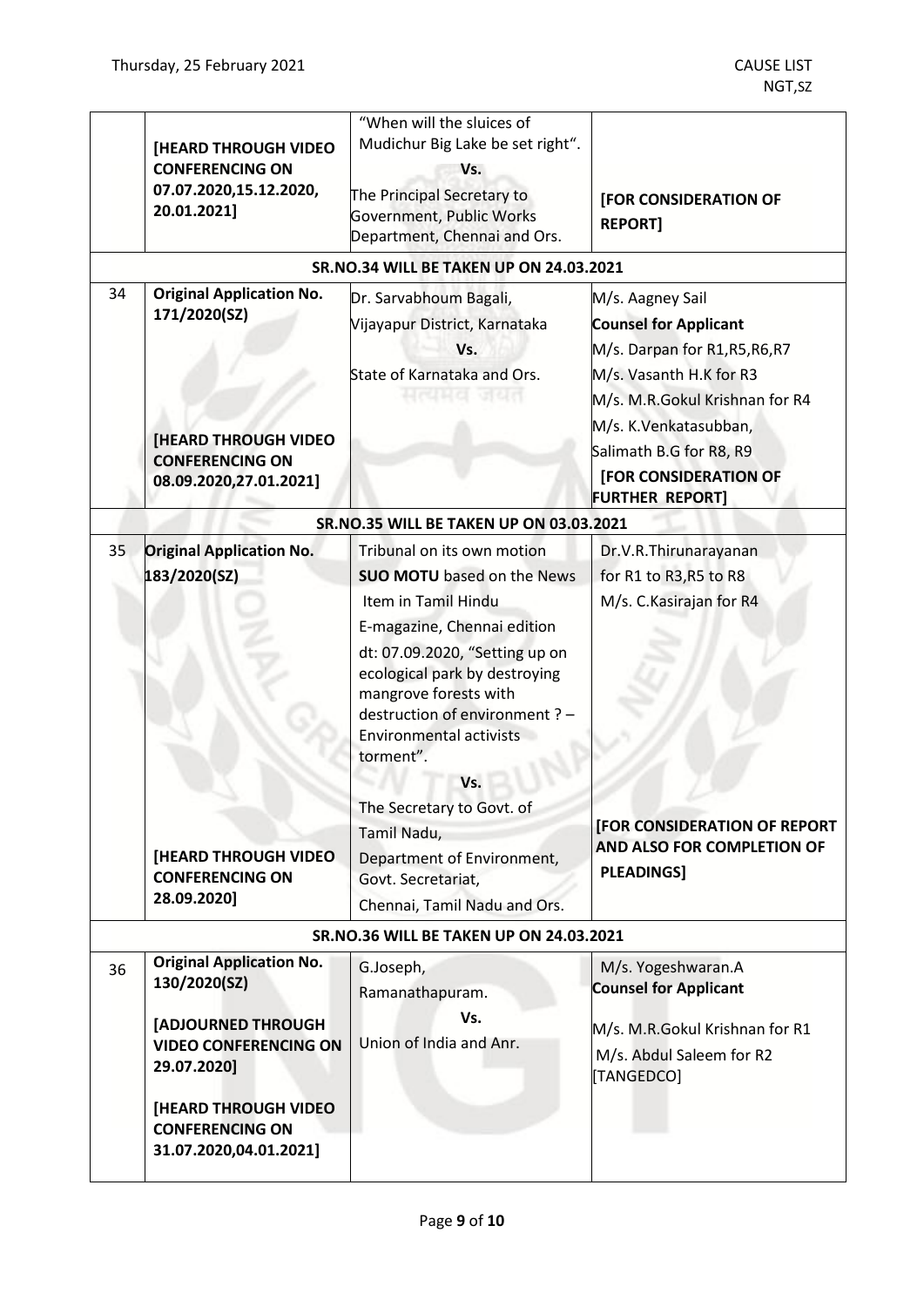| | | | |
|---|---|---|---|
| | [HEARD THROUGH VIDEO CONFERENCING ON 07.07.2020,15.12.2020, 20.01.2021] | "When will the sluices of Mudichur Big Lake be set right".<br>Vs.<br>The Principal Secretary to Government, Public Works Department, Chennai and Ors. | [FOR CONSIDERATION OF REPORT] |
| **SR.NO.34 WILL BE TAKEN UP ON 24.03.2021** | | | |
| 34 | **Original Application No. 171/2020(SZ)**<br><br>[HEARD THROUGH VIDEO CONFERENCING ON 08.09.2020,27.01.2021] | Dr. Sarvabhoum Bagali, Vijayapur District, Karnataka<br>Vs.<br>State of Karnataka and Ors. | M/s. Aagney Sail<br>**Counsel for Applicant**<br>M/s. Darpan for R1,R5,R6,R7<br>M/s. Vasanth H.K for R3<br>M/s. M.R.Gokul Krishnan for R4<br>M/s. K.Venkatasubban, Salimath B.G for R8, R9<br>[FOR CONSIDERATION OF FURTHER REPORT] |
| **SR.NO.35 WILL BE TAKEN UP ON 03.03.2021** | | | |
| 35 | **Original Application No. 183/2020(SZ)**<br><br>[HEARD THROUGH VIDEO CONFERENCING ON 28.09.2020] | Tribunal on its own motion<br>**SUO MOTU** based on the News Item in Tamil Hindu E-magazine, Chennai edition dt: 07.09.2020, "Setting up on ecological park by destroying mangrove forests with destruction of environment ? – Environmental activists torment".<br>Vs.<br>The Secretary to Govt. of Tamil Nadu, Department of Environment, Govt. Secretariat, Chennai, Tamil Nadu and Ors. | Dr.V.R.Thirunarayanan for R1 to R3,R5 to R8<br>M/s. C.Kasirajan for R4<br><br>[FOR CONSIDERATION OF REPORT AND ALSO FOR COMPLETION OF PLEADINGS] |
| **SR.NO.36 WILL BE TAKEN UP ON 24.03.2021** | | | |
| 36 | **Original Application No. 130/2020(SZ)**<br><br>[ADJOURNED THROUGH VIDEO CONFERENCING ON 29.07.2020]<br><br>[HEARD THROUGH VIDEO CONFERENCING ON 31.07.2020,04.01.2021] | G.Joseph, Ramanathapuram.<br>Vs.<br>Union of India and Anr. | M/s. Yogeshwaran.A<br>**Counsel for Applicant**<br>M/s. M.R.Gokul Krishnan for R1<br>M/s. Abdul Saleem for R2 [TANGEDCO] |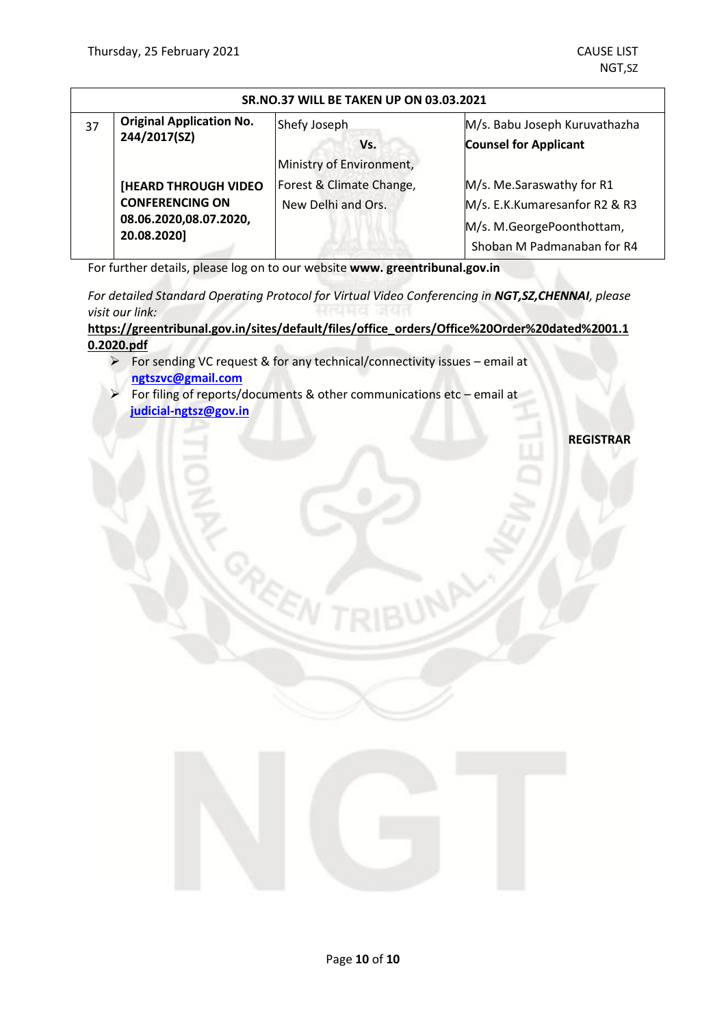| SR.NO.37 WILL BE TAKEN UP ON 03.03.2021 | | | |
|---|---|---|---|
| 37 | **Original Application No. 244/2017(SZ)**<br><br>**[HEARD THROUGH VIDEO CONFERENCING ON 08.06.2020,08.07.2020, 20.08.2020]** | Shefy Joseph<br>**Vs.**<br>Ministry of Environment, Forest & Climate Change, New Delhi and Ors. | M/s. Babu Joseph Kuruvathazha<br>**Counsel for Applicant**<br><br>M/s. Me.Saraswathy for R1<br>M/s. E.K.Kumaresanfor R2 & R3<br>M/s. M.GeorgePoonthottam, Shoban M Padmanaban for R4 |

For further details, please log on to our website **www. greentribunal.gov.in**

*For detailed Standard Operating Protocol for Virtual Video Conferencing in* ***NGT,SZ,CHENNAI****, please visit our link:*

**https://greentribunal.gov.in/sites/default/files/office_orders/Office%20Order%20dated%2001.10.2020.pdf**

- For sending VC request & for any technical/connectivity issues – email at **ngtszvc@gmail.com**
- For filing of reports/documents & other communications etc – email at **judicial-ngtsz@gov.in**

**REGISTRAR**